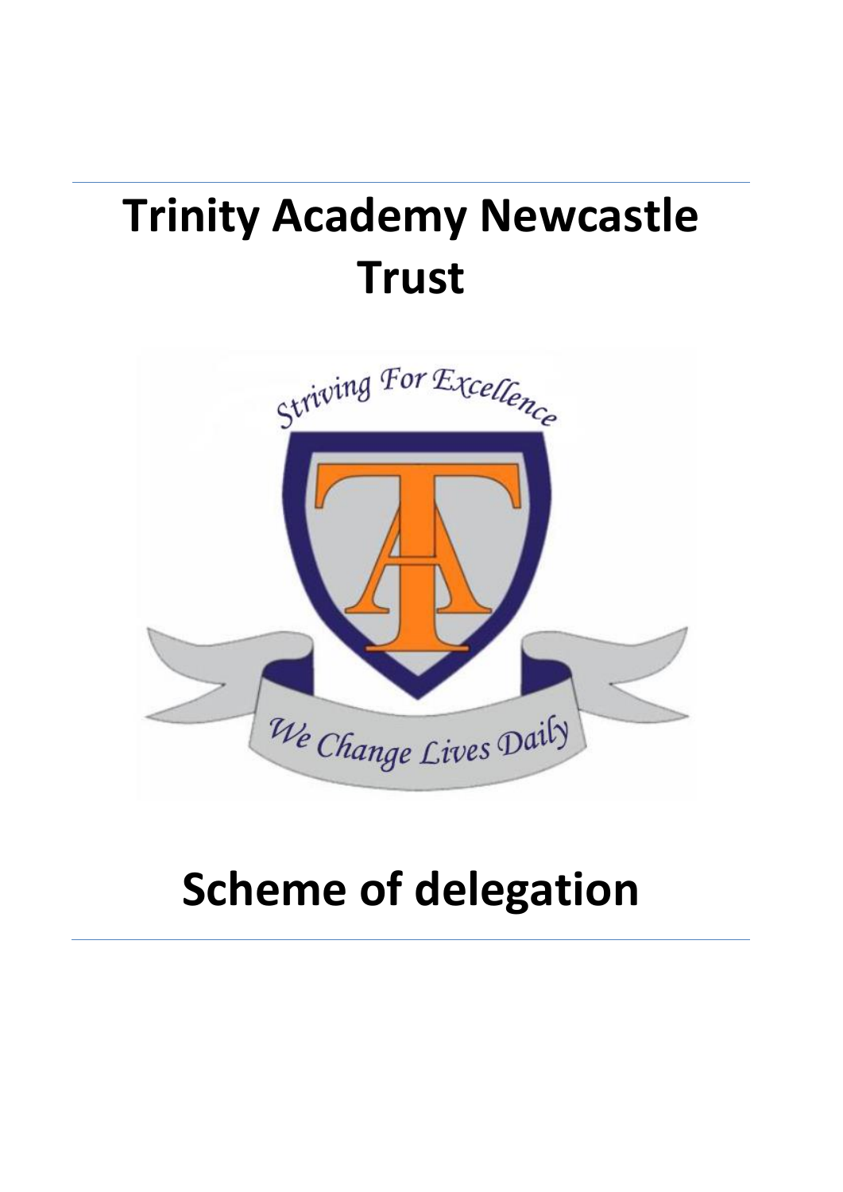# Trinity Academy Newcastle Trust

# Scheme of delegation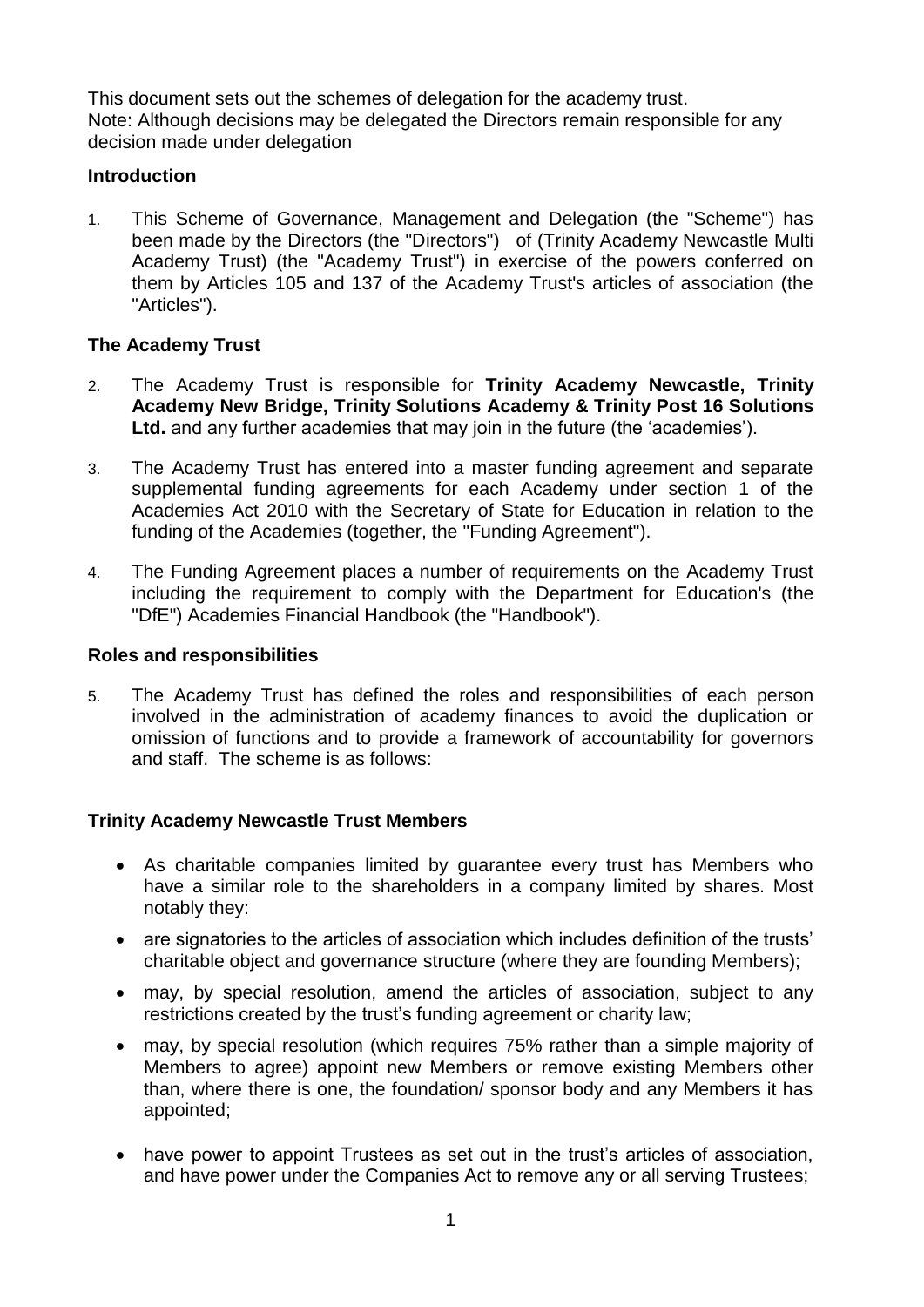This document sets out the schemes of delegation for the academy trust.
Note: Although decisions may be delegated the Directors remain responsible for any decision made under delegation

## Introduction

1. This Scheme of Governance, Management and Delegation (the "Scheme") has been made by the Directors (the "Directors") of (Trinity Academy Newcastle Multi Academy Trust) (the "Academy Trust") in exercise of the powers conferred on them by Articles 105 and 137 of the Academy Trust's articles of association (the "Articles").

## The Academy Trust

2. The Academy Trust is responsible for **Trinity Academy Newcastle, Trinity Academy New Bridge, Trinity Solutions Academy & Trinity Post 16 Solutions Ltd.** and any further academies that may join in the future (the 'academies').

3. The Academy Trust has entered into a master funding agreement and separate supplemental funding agreements for each Academy under section 1 of the Academies Act 2010 with the Secretary of State for Education in relation to the funding of the Academies (together, the "Funding Agreement").

4. The Funding Agreement places a number of requirements on the Academy Trust including the requirement to comply with the Department for Education's (the "DfE") Academies Financial Handbook (the "Handbook").

## Roles and responsibilities

5. The Academy Trust has defined the roles and responsibilities of each person involved in the administration of academy finances to avoid the duplication or omission of functions and to provide a framework of accountability for governors and staff. The scheme is as follows:

## Trinity Academy Newcastle Trust Members

- As charitable companies limited by guarantee every trust has Members who have a similar role to the shareholders in a company limited by shares. Most notably they:
- are signatories to the articles of association which includes definition of the trusts' charitable object and governance structure (where they are founding Members);
- may, by special resolution, amend the articles of association, subject to any restrictions created by the trust's funding agreement or charity law;
- may, by special resolution (which requires 75% rather than a simple majority of Members to agree) appoint new Members or remove existing Members other than, where there is one, the foundation/ sponsor body and any Members it has appointed;
- have power to appoint Trustees as set out in the trust's articles of association, and have power under the Companies Act to remove any or all serving Trustees;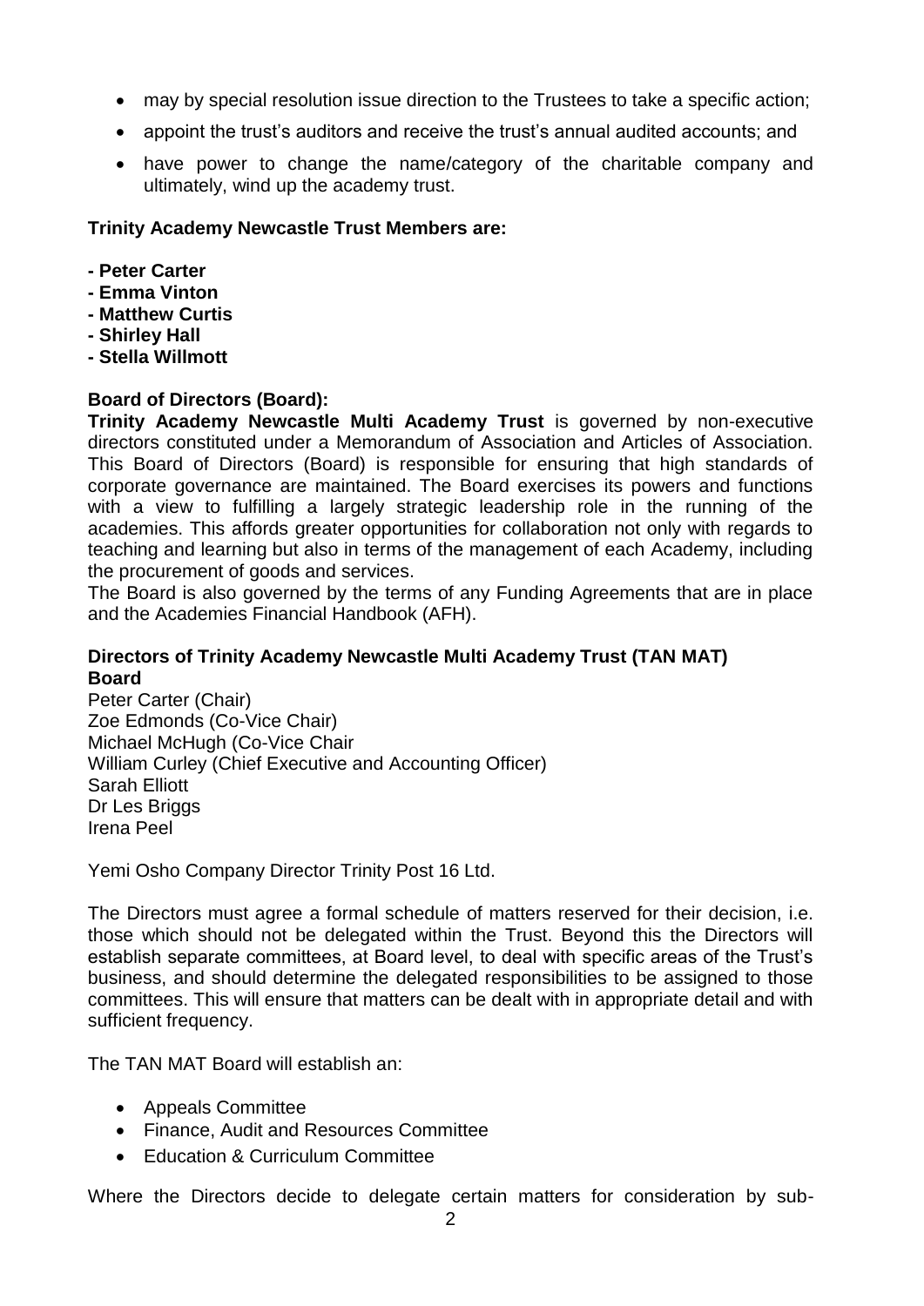- may by special resolution issue direction to the Trustees to take a specific action;
- appoint the trust's auditors and receive the trust's annual audited accounts; and
- have power to change the name/category of the charitable company and ultimately, wind up the academy trust.

**Trinity Academy Newcastle Trust Members are:**

**- Peter Carter**
**- Emma Vinton**
**- Matthew Curtis**
**- Shirley Hall**
**- Stella Willmott**

**Board of Directors (Board):**

**Trinity Academy Newcastle Multi Academy Trust** is governed by non-executive directors constituted under a Memorandum of Association and Articles of Association. This Board of Directors (Board) is responsible for ensuring that high standards of corporate governance are maintained. The Board exercises its powers and functions with a view to fulfilling a largely strategic leadership role in the running of the academies. This affords greater opportunities for collaboration not only with regards to teaching and learning but also in terms of the management of each Academy, including the procurement of goods and services.

The Board is also governed by the terms of any Funding Agreements that are in place and the Academies Financial Handbook (AFH).

**Directors of Trinity Academy Newcastle Multi Academy Trust (TAN MAT) Board**

Peter Carter (Chair)
Zoe Edmonds (Co-Vice Chair)
Michael McHugh (Co-Vice Chair
William Curley (Chief Executive and Accounting Officer)
Sarah Elliott
Dr Les Briggs
Irena Peel

Yemi Osho Company Director Trinity Post 16 Ltd.

The Directors must agree a formal schedule of matters reserved for their decision, i.e. those which should not be delegated within the Trust. Beyond this the Directors will establish separate committees, at Board level, to deal with specific areas of the Trust's business, and should determine the delegated responsibilities to be assigned to those committees. This will ensure that matters can be dealt with in appropriate detail and with sufficient frequency.

The TAN MAT Board will establish an:

- Appeals Committee
- Finance, Audit and Resources Committee
- Education & Curriculum Committee

Where the Directors decide to delegate certain matters for consideration by sub-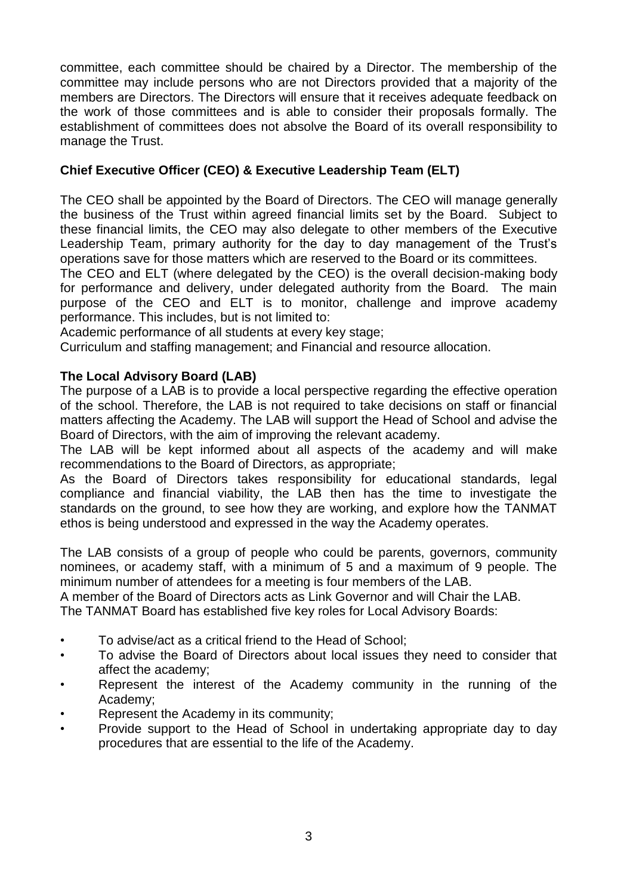committee, each committee should be chaired by a Director. The membership of the committee may include persons who are not Directors provided that a majority of the members are Directors. The Directors will ensure that it receives adequate feedback on the work of those committees and is able to consider their proposals formally. The establishment of committees does not absolve the Board of its overall responsibility to manage the Trust.

**Chief Executive Officer (CEO) & Executive Leadership Team (ELT)**

The CEO shall be appointed by the Board of Directors. The CEO will manage generally the business of the Trust within agreed financial limits set by the Board. Subject to these financial limits, the CEO may also delegate to other members of the Executive Leadership Team, primary authority for the day to day management of the Trust's operations save for those matters which are reserved to the Board or its committees.

The CEO and ELT (where delegated by the CEO) is the overall decision-making body for performance and delivery, under delegated authority from the Board. The main purpose of the CEO and ELT is to monitor, challenge and improve academy performance. This includes, but is not limited to:

Academic performance of all students at every key stage;

Curriculum and staffing management; and Financial and resource allocation.

**The Local Advisory Board (LAB)**

The purpose of a LAB is to provide a local perspective regarding the effective operation of the school. Therefore, the LAB is not required to take decisions on staff or financial matters affecting the Academy. The LAB will support the Head of School and advise the Board of Directors, with the aim of improving the relevant academy.

The LAB will be kept informed about all aspects of the academy and will make recommendations to the Board of Directors, as appropriate;

As the Board of Directors takes responsibility for educational standards, legal compliance and financial viability, the LAB then has the time to investigate the standards on the ground, to see how they are working, and explore how the TANMAT ethos is being understood and expressed in the way the Academy operates.

The LAB consists of a group of people who could be parents, governors, community nominees, or academy staff, with a minimum of 5 and a maximum of 9 people. The minimum number of attendees for a meeting is four members of the LAB.

A member of the Board of Directors acts as Link Governor and will Chair the LAB.

The TANMAT Board has established five key roles for Local Advisory Boards:

- To advise/act as a critical friend to the Head of School;
- To advise the Board of Directors about local issues they need to consider that affect the academy;
- Represent the interest of the Academy community in the running of the Academy;
- Represent the Academy in its community;
- Provide support to the Head of School in undertaking appropriate day to day procedures that are essential to the life of the Academy.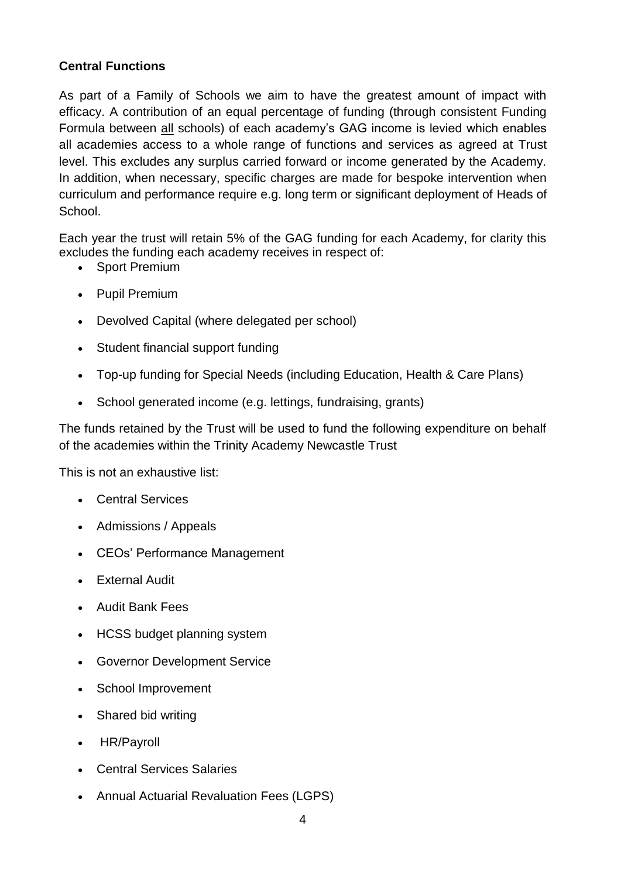**Central Functions**

As part of a Family of Schools we aim to have the greatest amount of impact with efficacy. A contribution of an equal percentage of funding (through consistent Funding Formula between all schools) of each academy's GAG income is levied which enables all academies access to a whole range of functions and services as agreed at Trust level. This excludes any surplus carried forward or income generated by the Academy. In addition, when necessary, specific charges are made for bespoke intervention when curriculum and performance require e.g. long term or significant deployment of Heads of School.

Each year the trust will retain 5% of the GAG funding for each Academy, for clarity this excludes the funding each academy receives in respect of:

- Sport Premium
- Pupil Premium
- Devolved Capital (where delegated per school)
- Student financial support funding
- Top-up funding for Special Needs (including Education, Health & Care Plans)
- School generated income (e.g. lettings, fundraising, grants)

The funds retained by the Trust will be used to fund the following expenditure on behalf of the academies within the Trinity Academy Newcastle Trust

This is not an exhaustive list:

- Central Services
- Admissions / Appeals
- CEOs' Performance Management
- External Audit
- Audit Bank Fees
- HCSS budget planning system
- Governor Development Service
- School Improvement
- Shared bid writing
- HR/Payroll
- Central Services Salaries
- Annual Actuarial Revaluation Fees (LGPS)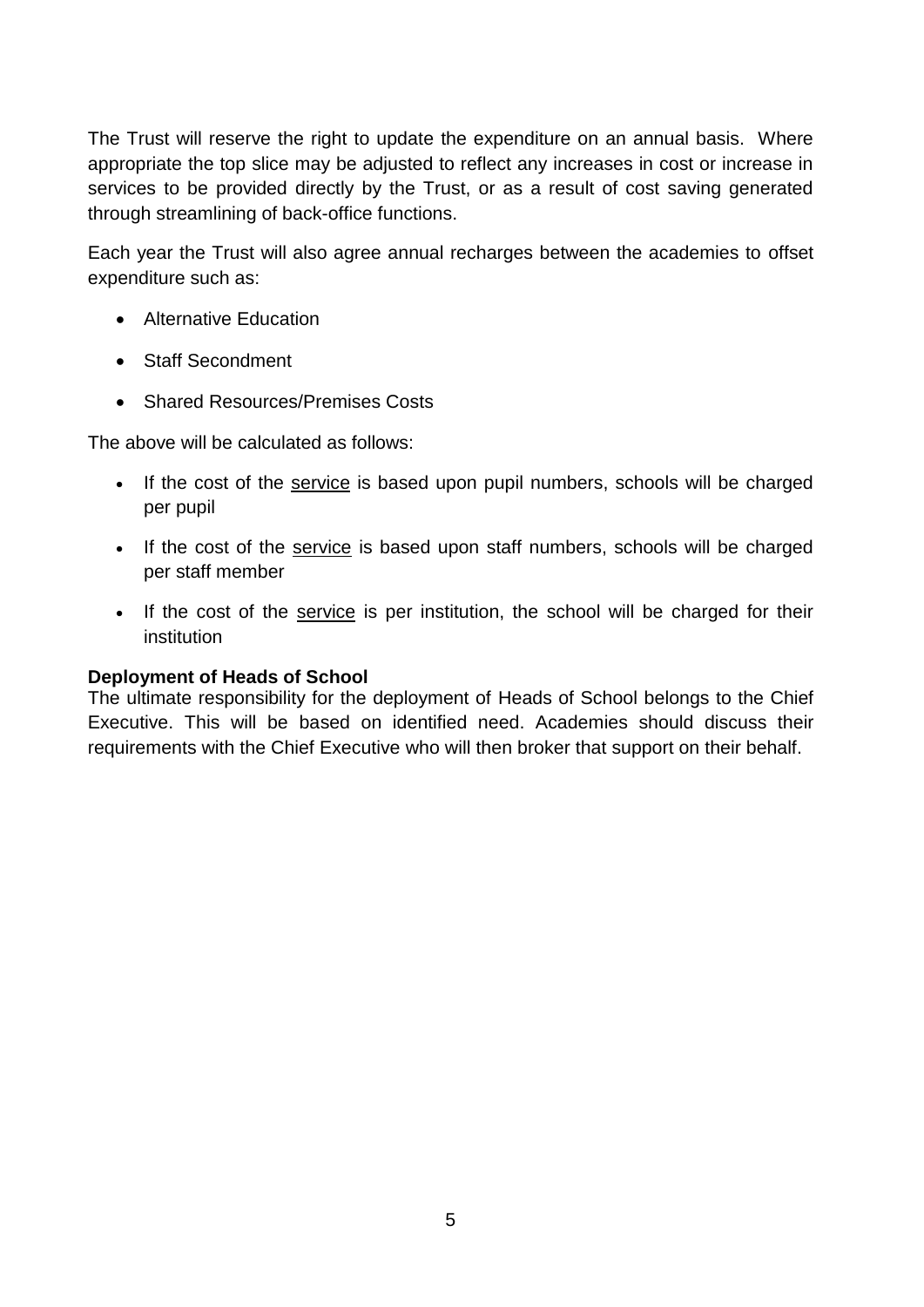The Trust will reserve the right to update the expenditure on an annual basis. Where appropriate the top slice may be adjusted to reflect any increases in cost or increase in services to be provided directly by the Trust, or as a result of cost saving generated through streamlining of back-office functions.

Each year the Trust will also agree annual recharges between the academies to offset expenditure such as:

- Alternative Education
- Staff Secondment
- Shared Resources/Premises Costs

The above will be calculated as follows:

- If the cost of the <u>service</u> is based upon pupil numbers, schools will be charged per pupil
- If the cost of the <u>service</u> is based upon staff numbers, schools will be charged per staff member
- If the cost of the <u>service</u> is per institution, the school will be charged for their institution

**Deployment of Heads of School**

The ultimate responsibility for the deployment of Heads of School belongs to the Chief Executive. This will be based on identified need. Academies should discuss their requirements with the Chief Executive who will then broker that support on their behalf.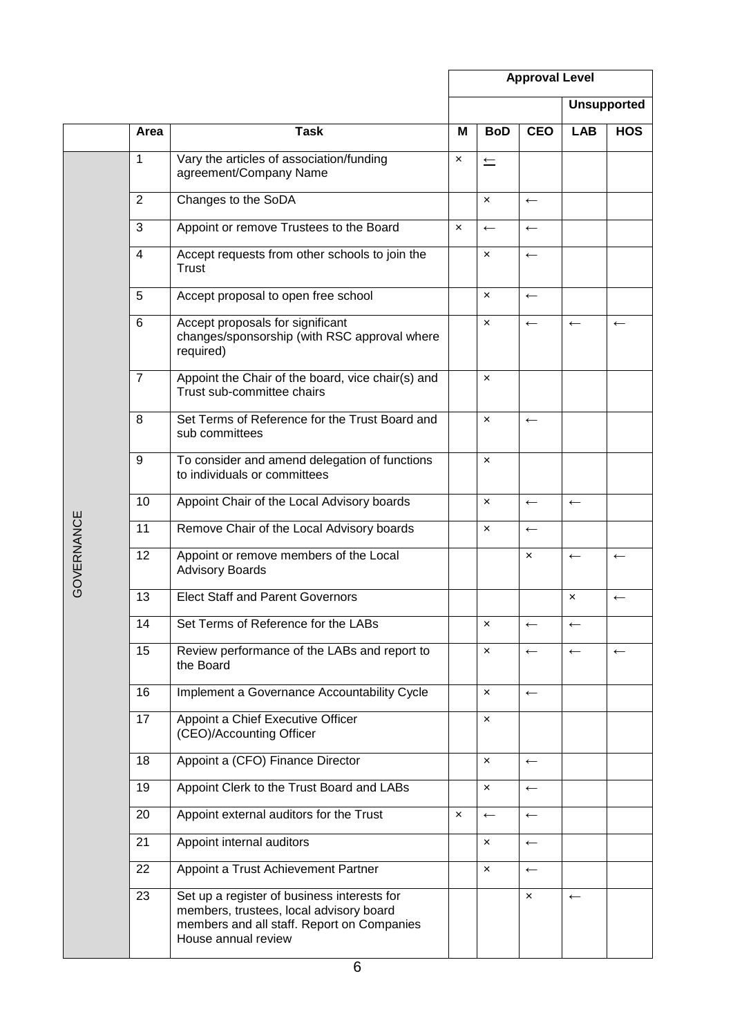| | | | Approval Level | | | | |
|---|---|---|---|---|---|---|---|
| | | | | | | Unsupported | |
| | Area | Task | M | BoD | CEO | LAB | HOS |
| GOVERNANCE | 1 | Vary the articles of association/funding agreement/Company Name | × | ← | | | |
| | 2 | Changes to the SoDA | | × | ← | | |
| | 3 | Appoint or remove Trustees to the Board | × | ← | ← | | |
| | 4 | Accept requests from other schools to join the Trust | | × | ← | | |
| | 5 | Accept proposal to open free school | | × | ← | | |
| | 6 | Accept proposals for significant changes/sponsorship (with RSC approval where required) | | × | ← | ← | ← |
| | 7 | Appoint the Chair of the board, vice chair(s) and Trust sub-committee chairs | | × | | | |
| | 8 | Set Terms of Reference for the Trust Board and sub committees | | × | ← | | |
| | 9 | To consider and amend delegation of functions to individuals or committees | | × | | | |
| | 10 | Appoint Chair of the Local Advisory boards | | × | ← | ← | |
| | 11 | Remove Chair of the Local Advisory boards | | × | ← | | |
| | 12 | Appoint or remove members of the Local Advisory Boards | | | × | ← | ← |
| | 13 | Elect Staff and Parent Governors | | | | × | ← |
| | 14 | Set Terms of Reference for the LABs | | × | ← | ← | |
| | 15 | Review performance of the LABs and report to the Board | | × | ← | ← | ← |
| | 16 | Implement a Governance Accountability Cycle | | × | ← | | |
| | 17 | Appoint a Chief Executive Officer (CEO)/Accounting Officer | | × | | | |
| | 18 | Appoint a (CFO) Finance Director | | × | ← | | |
| | 19 | Appoint Clerk to the Trust Board and LABs | | × | ← | | |
| | 20 | Appoint external auditors for the Trust | × | ← | ← | | |
| | 21 | Appoint internal auditors | | × | ← | | |
| | 22 | Appoint a Trust Achievement Partner | | × | ← | | |
| | 23 | Set up a register of business interests for members, trustees, local advisory board members and all staff. Report on Companies House annual review | | | × | ← | |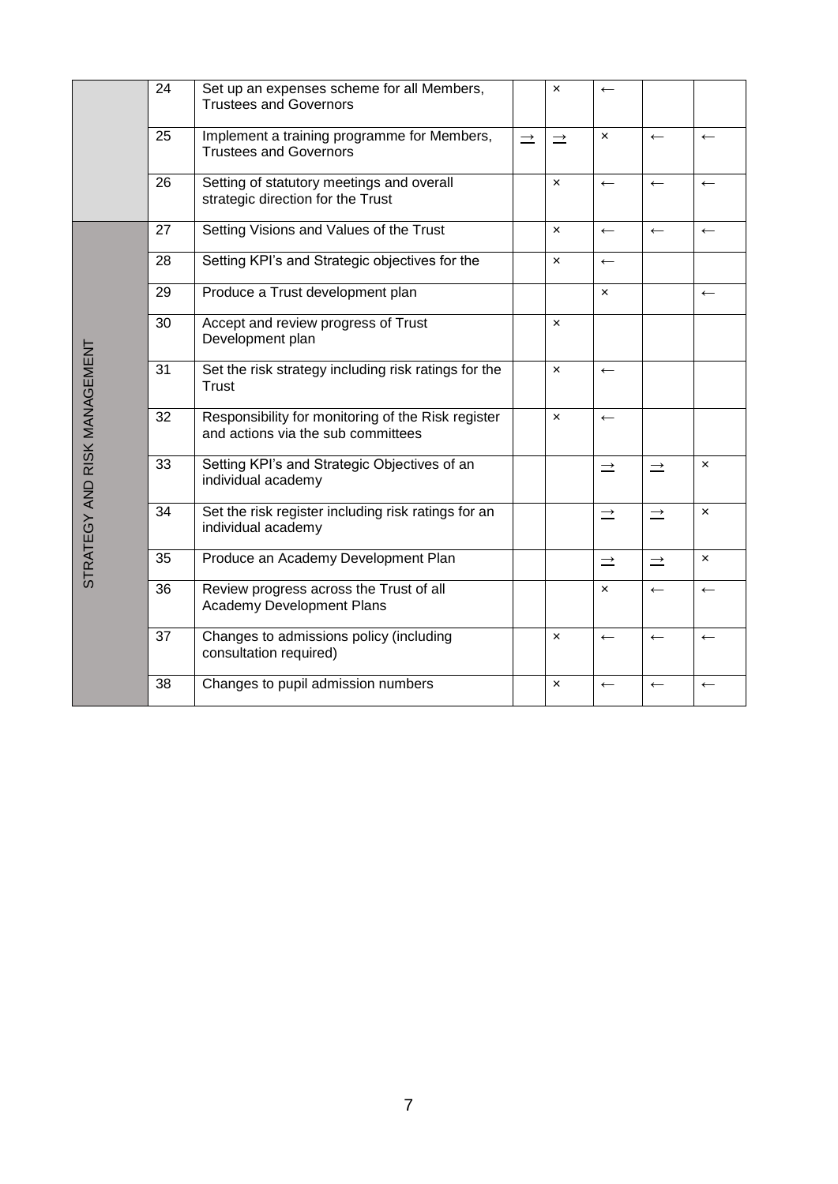| | | | | | | | |
|---|---|---|---|---|---|---|---|
| | 24 | Set up an expenses scheme for all Members, Trustees and Governors | | × | ← | | |
| | 25 | Implement a training programme for Members, Trustees and Governors | → | → | × | ← | ← |
| | 26 | Setting of statutory meetings and overall strategic direction for the Trust | | × | ← | ← | ← |
| STRATEGY AND RISK MANAGEMENT | 27 | Setting Visions and Values of the Trust | | × | ← | ← | ← |
| | 28 | Setting KPI's and Strategic objectives for the | | × | ← | | |
| | 29 | Produce a Trust development plan | | | × | | ← |
| | 30 | Accept and review progress of Trust Development plan | | × | | | |
| | 31 | Set the risk strategy including risk ratings for the Trust | | × | ← | | |
| | 32 | Responsibility for monitoring of the Risk register and actions via the sub committees | | × | ← | | |
| | 33 | Setting KPI's and Strategic Objectives of an individual academy | | | → | → | × |
| | 34 | Set the risk register including risk ratings for an individual academy | | | → | → | × |
| | 35 | Produce an Academy Development Plan | | | → | → | × |
| | 36 | Review progress across the Trust of all Academy Development Plans | | | × | ← | ← |
| | 37 | Changes to admissions policy (including consultation required) | | × | ← | ← | ← |
| | 38 | Changes to pupil admission numbers | | × | ← | ← | ← |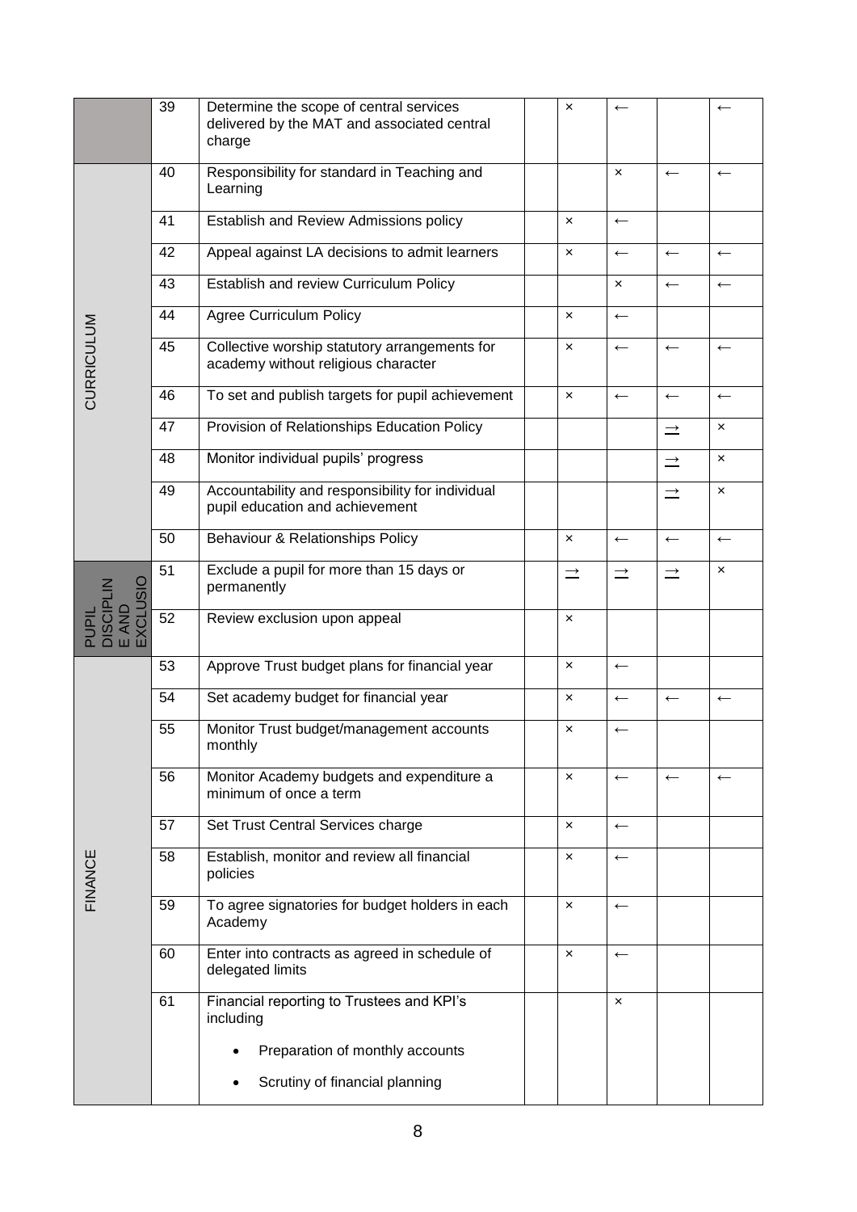| | | | | | | | |
|---|---|---|---|---|---|---|---|
| | 39 | Determine the scope of central services delivered by the MAT and associated central charge | | × | ← | | ← |
| CURRICULUM | 40 | Responsibility for standard in Teaching and Learning | | | × | ← | ← |
| | 41 | Establish and Review Admissions policy | | × | ← | | |
| | 42 | Appeal against LA decisions to admit learners | | × | ← | ← | ← |
| | 43 | Establish and review Curriculum Policy | | | × | ← | ← |
| | 44 | Agree Curriculum Policy | | × | ← | | |
| | 45 | Collective worship statutory arrangements for academy without religious character | | × | ← | ← | ← |
| | 46 | To set and publish targets for pupil achievement | | × | ← | ← | ← |
| | 47 | Provision of Relationships Education Policy | | | | → | × |
| | 48 | Monitor individual pupils' progress | | | | → | × |
| | 49 | Accountability and responsibility for individual pupil education and achievement | | | | → | × |
| | 50 | Behaviour & Relationships Policy | | × | ← | ← | ← |
| PUPIL DISCIPLINE AND EXCLUSIO | 51 | Exclude a pupil for more than 15 days or permanently | | → | → | → | × |
| | 52 | Review exclusion upon appeal | | × | | | |
| FINANCE | 53 | Approve Trust budget plans for financial year | | × | ← | | |
| | 54 | Set academy budget for financial year | | × | ← | ← | ← |
| | 55 | Monitor Trust budget/management accounts monthly | | × | ← | | |
| | 56 | Monitor Academy budgets and expenditure a minimum of once a term | | × | ← | ← | ← |
| | 57 | Set Trust Central Services charge | | × | ← | | |
| | 58 | Establish, monitor and review all financial policies | | × | ← | | |
| | 59 | To agree signatories for budget holders in each Academy | | × | ← | | |
| | 60 | Enter into contracts as agreed in schedule of delegated limits | | × | ← | | |
| | 61 | Financial reporting to Trustees and KPI's including<br>• Preparation of monthly accounts<br>• Scrutiny of financial planning | | | × | | |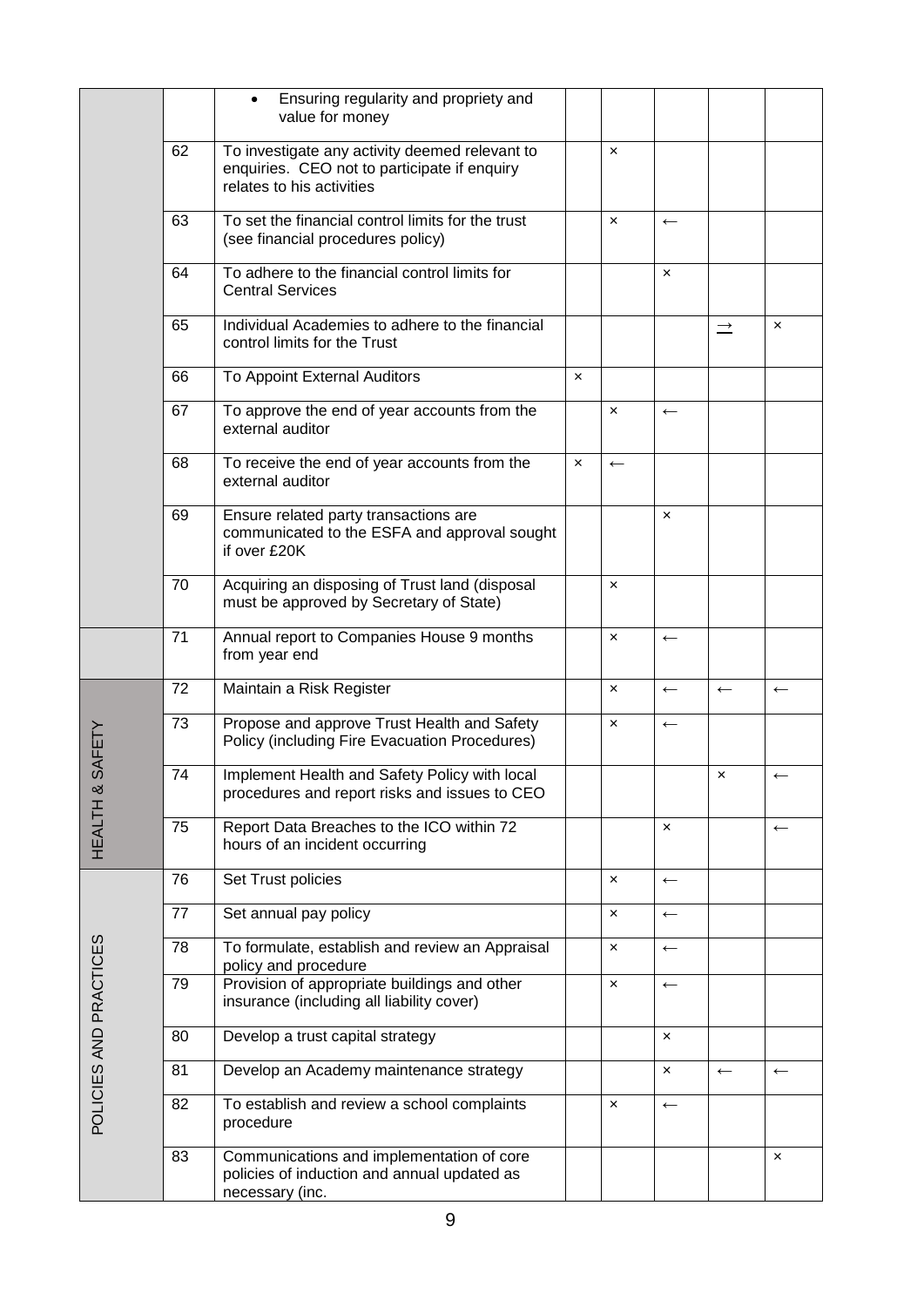| | | | | | | | |
|---|---|---|---|---|---|---|---|
| | | • Ensuring regularity and propriety and value for money | | | | | |
| | 62 | To investigate any activity deemed relevant to enquiries. CEO not to participate if enquiry relates to his activities | | × | | | |
| | 63 | To set the financial control limits for the trust (see financial procedures policy) | | × | ← | | |
| | 64 | To adhere to the financial control limits for Central Services | | | × | | |
| | 65 | Individual Academies to adhere to the financial control limits for the Trust | | | | → | × |
| | 66 | To Appoint External Auditors | × | | | | |
| | 67 | To approve the end of year accounts from the external auditor | | × | ← | | |
| | 68 | To receive the end of year accounts from the external auditor | × | ← | | | |
| | 69 | Ensure related party transactions are communicated to the ESFA and approval sought if over £20K | | | × | | |
| | 70 | Acquiring an disposing of Trust land (disposal must be approved by Secretary of State) | | × | | | |
| | 71 | Annual report to Companies House 9 months from year end | | × | ← | | |
| HEALTH & SAFETY | 72 | Maintain a Risk Register | | × | ← | ← | ← |
| | 73 | Propose and approve Trust Health and Safety Policy (including Fire Evacuation Procedures) | | × | ← | | |
| | 74 | Implement Health and Safety Policy with local procedures and report risks and issues to CEO | | | | × | ← |
| | 75 | Report Data Breaches to the ICO within 72 hours of an incident occurring | | | × | | ← |
| POLICIES AND PRACTICES | 76 | Set Trust policies | | × | ← | | |
| | 77 | Set annual pay policy | | × | ← | | |
| | 78 | To formulate, establish and review an Appraisal policy and procedure | | × | ← | | |
| | 79 | Provision of appropriate buildings and other insurance (including all liability cover) | | × | ← | | |
| | 80 | Develop a trust capital strategy | | | × | | |
| | 81 | Develop an Academy maintenance strategy | | | × | ← | ← |
| | 82 | To establish and review a school complaints procedure | | × | ← | | |
| | 83 | Communications and implementation of core policies of induction and annual updated as necessary (inc. | | | | | × |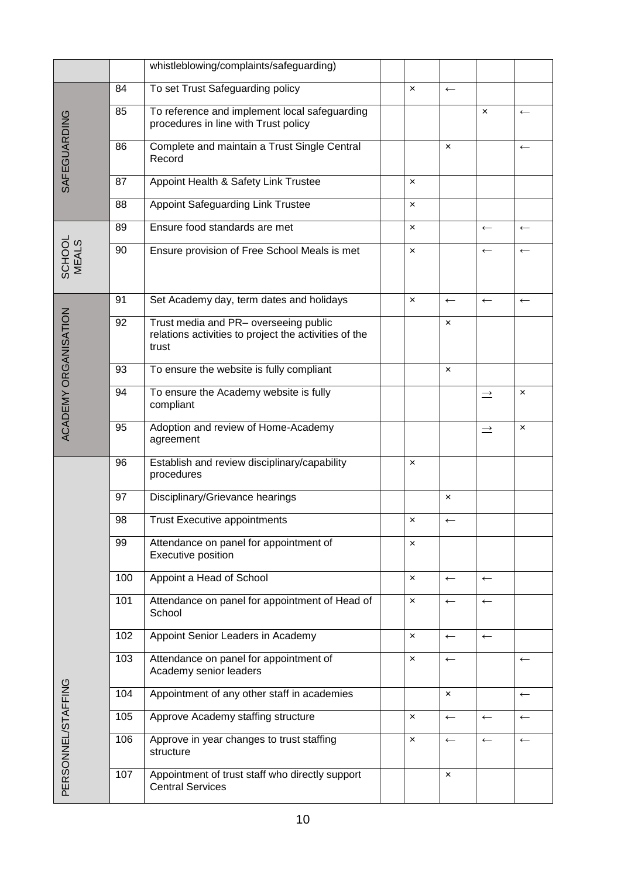| | | | | | | | |
|---|---|---|---|---|---|---|---|
| | | whistleblowing/complaints/safeguarding) | | | | | |
| SAFEGUARDING | 84 | To set Trust Safeguarding policy | | × | ← | | |
| | 85 | To reference and implement local safeguarding procedures in line with Trust policy | | | | × | ← |
| | 86 | Complete and maintain a Trust Single Central Record | | | × | | ← |
| | 87 | Appoint Health & Safety Link Trustee | | × | | | |
| | 88 | Appoint Safeguarding Link Trustee | | × | | | |
| SCHOOL MEALS | 89 | Ensure food standards are met | | × | | ← | ← |
| | 90 | Ensure provision of Free School Meals is met | | × | | ← | ← |
| ACADEMY ORGANISATION | 91 | Set Academy day, term dates and holidays | | × | ← | ← | ← |
| | 92 | Trust media and PR– overseeing public relations activities to project the activities of the trust | | | × | | |
| | 93 | To ensure the website is fully compliant | | | × | | |
| | 94 | To ensure the Academy website is fully compliant | | | | → | × |
| | 95 | Adoption and review of Home-Academy agreement | | | | → | × |
| PERSONNEL/STAFFING | 96 | Establish and review disciplinary/capability procedures | | × | | | |
| | 97 | Disciplinary/Grievance hearings | | | × | | |
| | 98 | Trust Executive appointments | | × | ← | | |
| | 99 | Attendance on panel for appointment of Executive position | | × | | | |
| | 100 | Appoint a Head of School | | × | ← | ← | |
| | 101 | Attendance on panel for appointment of Head of School | | × | ← | ← | |
| | 102 | Appoint Senior Leaders in Academy | | × | ← | ← | |
| | 103 | Attendance on panel for appointment of Academy senior leaders | | × | ← | | ← |
| | 104 | Appointment of any other staff in academies | | | × | | ← |
| | 105 | Approve Academy staffing structure | | × | ← | ← | ← |
| | 106 | Approve in year changes to trust staffing structure | | × | ← | ← | ← |
| | 107 | Appointment of trust staff who directly support Central Services | | | × | | |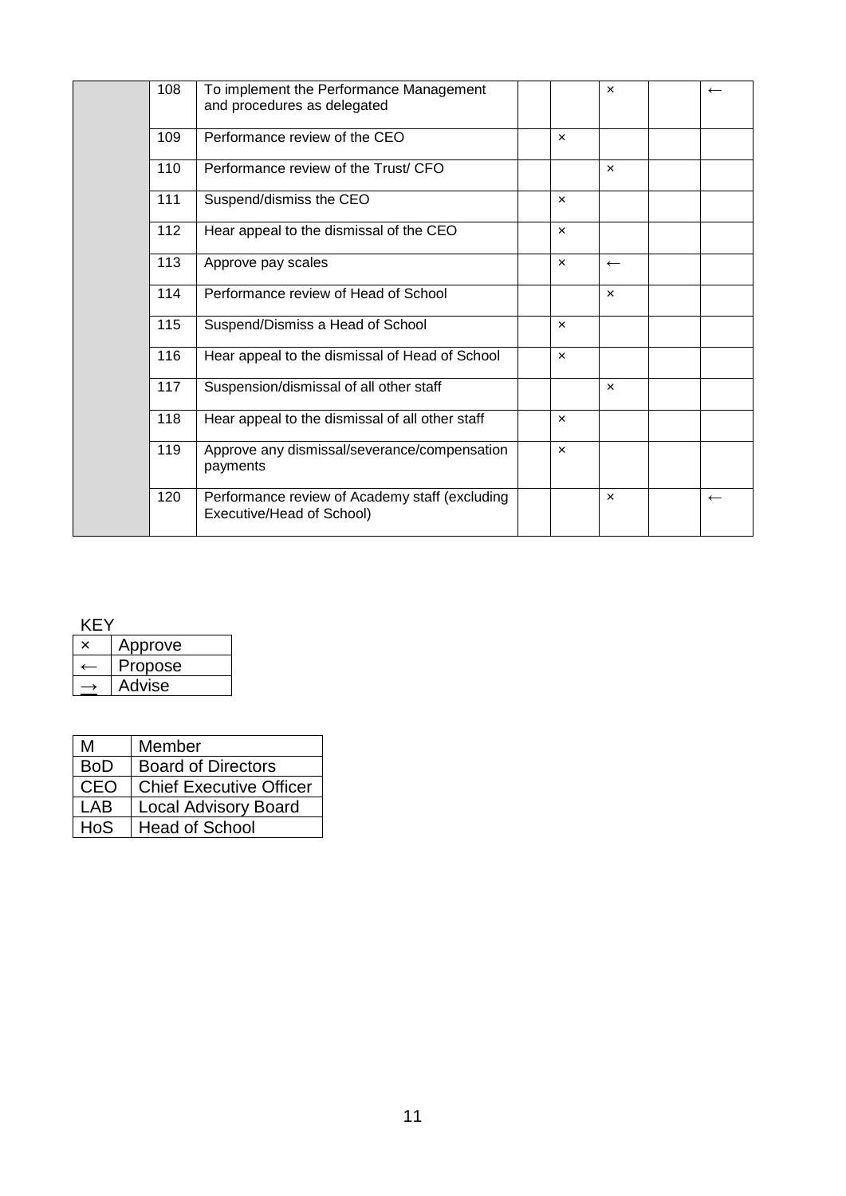| | | | | | | | |
|---|---|---|---|---|---|---|---|
| | 108 | To implement the Performance Management and procedures as delegated | | | × | | ← |
| | 109 | Performance review of the CEO | | × | | | |
| | 110 | Performance review of the Trust/ CFO | | | × | | |
| | 111 | Suspend/dismiss the CEO | | × | | | |
| | 112 | Hear appeal to the dismissal of the CEO | | × | | | |
| | 113 | Approve pay scales | | × | ← | | |
| | 114 | Performance review of Head of School | | | × | | |
| | 115 | Suspend/Dismiss a Head of School | | × | | | |
| | 116 | Hear appeal to the dismissal of Head of School | | × | | | |
| | 117 | Suspension/dismissal of all other staff | | | × | | |
| | 118 | Hear appeal to the dismissal of all other staff | | × | | | |
| | 119 | Approve any dismissal/severance/compensation payments | | × | | | |
| | 120 | Performance review of Academy staff (excluding Executive/Head of School) | | | × | | ← |

KEY

| | |
|---|---|
| × | Approve |
| ← | Propose |
| → | Advise |

| | |
|---|---|
| M | Member |
| BoD | Board of Directors |
| CEO | Chief Executive Officer |
| LAB | Local Advisory Board |
| HoS | Head of School |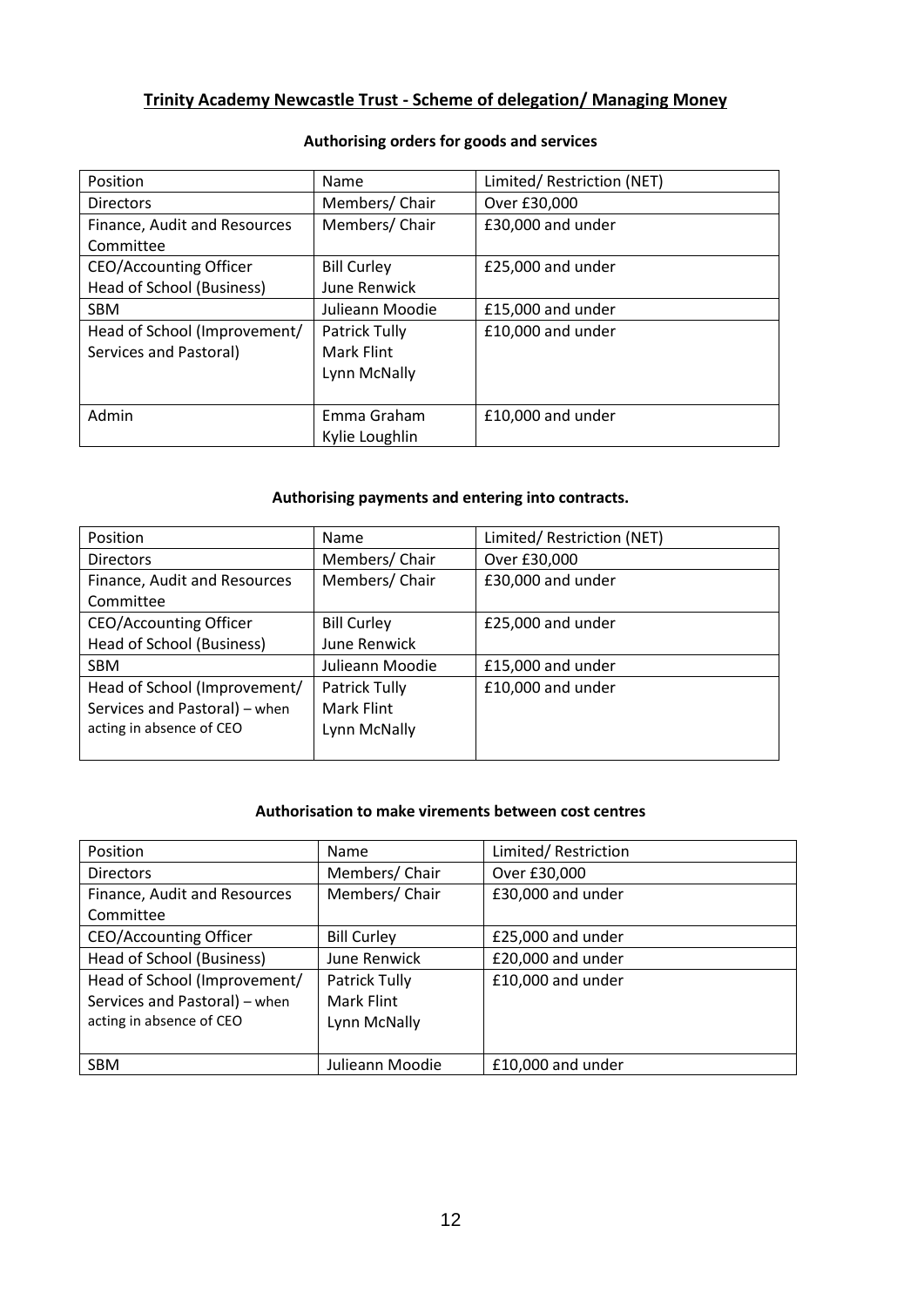## Trinity Academy Newcastle Trust - Scheme of delegation/ Managing Money

### Authorising orders for goods and services

| Position | Name | Limited/ Restriction (NET) |
|---|---|---|
| Directors | Members/ Chair | Over £30,000 |
| Finance, Audit and Resources Committee | Members/ Chair | £30,000 and under |
| CEO/Accounting Officer<br>Head of School (Business) | Bill Curley<br>June Renwick | £25,000 and under |
| SBM | Julieann Moodie | £15,000 and under |
| Head of School (Improvement/ Services and Pastoral) | Patrick Tully<br>Mark Flint<br>Lynn McNally | £10,000 and under |
| Admin | Emma Graham<br>Kylie Loughlin | £10,000 and under |

### Authorising payments and entering into contracts.

| Position | Name | Limited/ Restriction (NET) |
|---|---|---|
| Directors | Members/ Chair | Over £30,000 |
| Finance, Audit and Resources Committee | Members/ Chair | £30,000 and under |
| CEO/Accounting Officer<br>Head of School (Business) | Bill Curley<br>June Renwick | £25,000 and under |
| SBM | Julieann Moodie | £15,000 and under |
| Head of School (Improvement/ Services and Pastoral) – when acting in absence of CEO | Patrick Tully<br>Mark Flint<br>Lynn McNally | £10,000 and under |

### Authorisation to make virements between cost centres

| Position | Name | Limited/ Restriction |
|---|---|---|
| Directors | Members/ Chair | Over £30,000 |
| Finance, Audit and Resources Committee | Members/ Chair | £30,000 and under |
| CEO/Accounting Officer | Bill Curley | £25,000 and under |
| Head of School (Business) | June Renwick | £20,000 and under |
| Head of School (Improvement/ Services and Pastoral) – when acting in absence of CEO | Patrick Tully<br>Mark Flint<br>Lynn McNally | £10,000 and under |
| SBM | Julieann Moodie | £10,000 and under |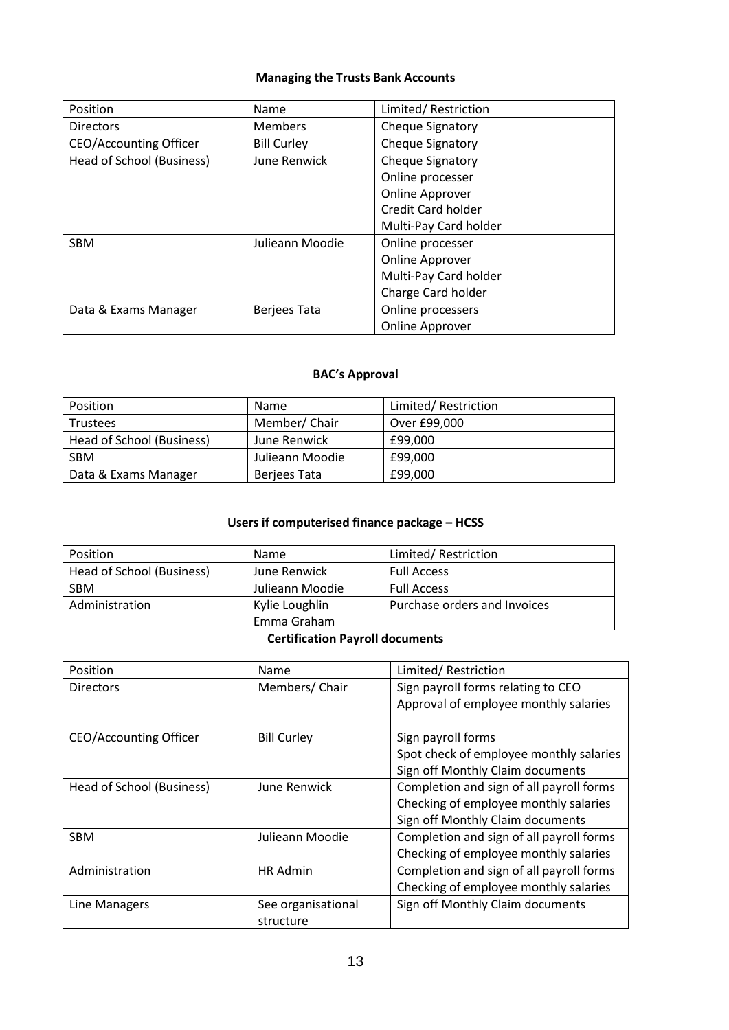**Managing the Trusts Bank Accounts**

| Position | Name | Limited/ Restriction |
|---|---|---|
| Directors | Members | Cheque Signatory |
| CEO/Accounting Officer | Bill Curley | Cheque Signatory |
| Head of School (Business) | June Renwick | Cheque Signatory<br>Online processer<br>Online Approver<br>Credit Card holder<br>Multi-Pay Card holder |
| SBM | Julieann Moodie | Online processer<br>Online Approver<br>Multi-Pay Card holder<br>Charge Card holder |
| Data & Exams Manager | Berjees Tata | Online processers<br>Online Approver |

**BAC's Approval**

| Position | Name | Limited/ Restriction |
|---|---|---|
| Trustees | Member/ Chair | Over £99,000 |
| Head of School (Business) | June Renwick | £99,000 |
| SBM | Julieann Moodie | £99,000 |
| Data & Exams Manager | Berjees Tata | £99,000 |

**Users if computerised finance package – HCSS**

| Position | Name | Limited/ Restriction |
|---|---|---|
| Head of School (Business) | June Renwick | Full Access |
| SBM | Julieann Moodie | Full Access |
| Administration | Kylie Loughlin<br>Emma Graham | Purchase orders and Invoices |

**Certification Payroll documents**

| Position | Name | Limited/ Restriction |
|---|---|---|
| Directors | Members/ Chair | Sign payroll forms relating to CEO<br>Approval of employee monthly salaries |
| CEO/Accounting Officer | Bill Curley | Sign payroll forms<br>Spot check of employee monthly salaries<br>Sign off Monthly Claim documents |
| Head of School (Business) | June Renwick | Completion and sign of all payroll forms<br>Checking of employee monthly salaries<br>Sign off Monthly Claim documents |
| SBM | Julieann Moodie | Completion and sign of all payroll forms<br>Checking of employee monthly salaries |
| Administration | HR Admin | Completion and sign of all payroll forms<br>Checking of employee monthly salaries |
| Line Managers | See organisational structure | Sign off Monthly Claim documents |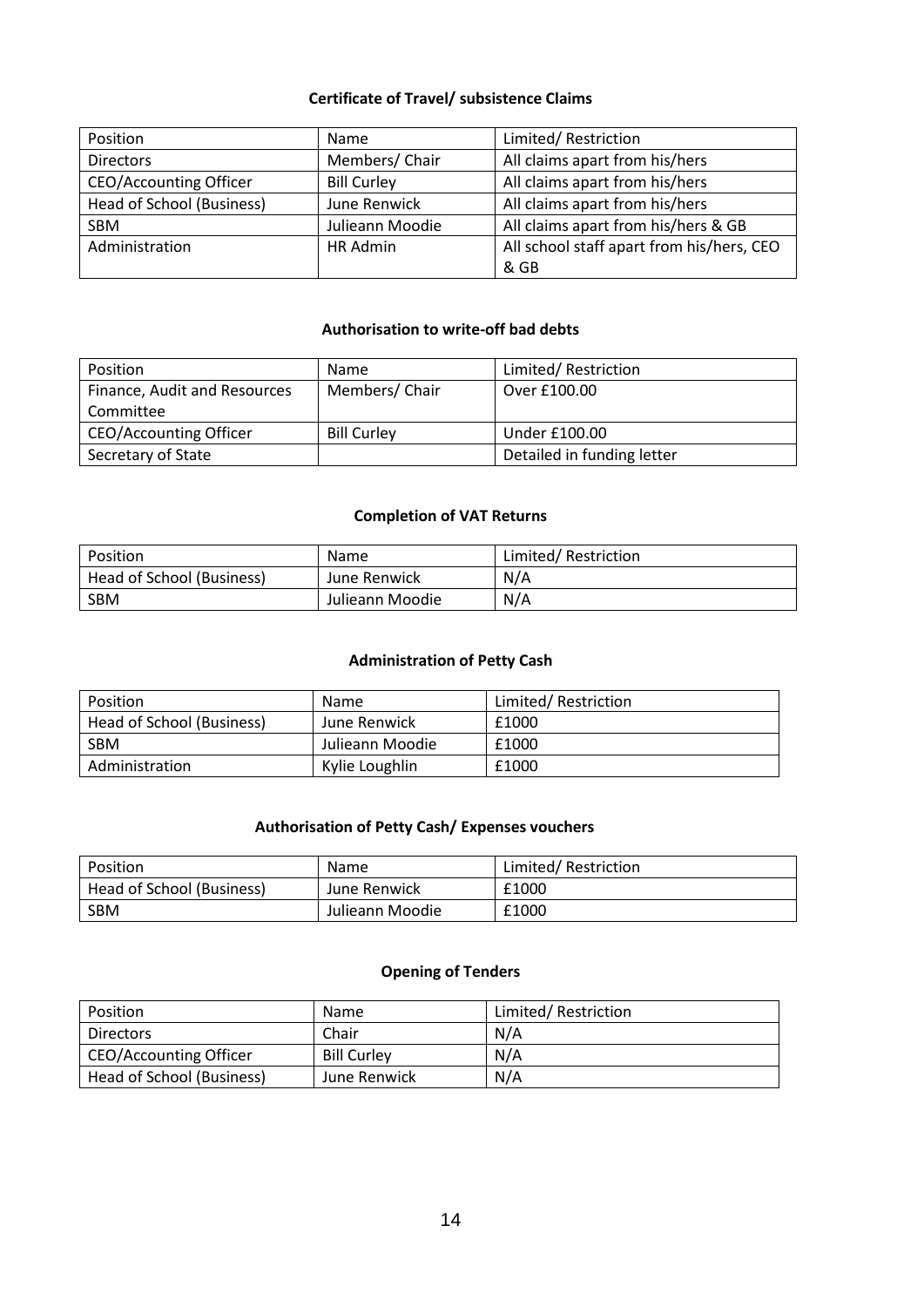**Certificate of Travel/ subsistence Claims**

| Position | Name | Limited/ Restriction |
|---|---|---|
| Directors | Members/ Chair | All claims apart from his/hers |
| CEO/Accounting Officer | Bill Curley | All claims apart from his/hers |
| Head of School (Business) | June Renwick | All claims apart from his/hers |
| SBM | Julieann Moodie | All claims apart from his/hers & GB |
| Administration | HR Admin | All school staff apart from his/hers, CEO & GB |

**Authorisation to write-off bad debts**

| Position | Name | Limited/ Restriction |
|---|---|---|
| Finance, Audit and Resources Committee | Members/ Chair | Over £100.00 |
| CEO/Accounting Officer | Bill Curley | Under £100.00 |
| Secretary of State | | Detailed in funding letter |

**Completion of VAT Returns**

| Position | Name | Limited/ Restriction |
|---|---|---|
| Head of School (Business) | June Renwick | N/A |
| SBM | Julieann Moodie | N/A |

**Administration of Petty Cash**

| Position | Name | Limited/ Restriction |
|---|---|---|
| Head of School (Business) | June Renwick | £1000 |
| SBM | Julieann Moodie | £1000 |
| Administration | Kylie Loughlin | £1000 |

**Authorisation of Petty Cash/ Expenses vouchers**

| Position | Name | Limited/ Restriction |
|---|---|---|
| Head of School (Business) | June Renwick | £1000 |
| SBM | Julieann Moodie | £1000 |

**Opening of Tenders**

| Position | Name | Limited/ Restriction |
|---|---|---|
| Directors | Chair | N/A |
| CEO/Accounting Officer | Bill Curley | N/A |
| Head of School (Business) | June Renwick | N/A |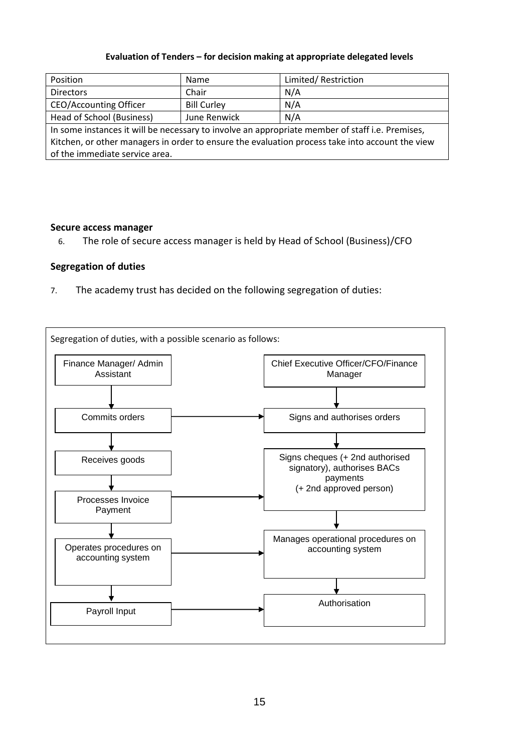**Evaluation of Tenders – for decision making at appropriate delegated levels**

| Position | Name | Limited/ Restriction |
| --- | --- | --- |
| Directors | Chair | N/A |
| CEO/Accounting Officer | Bill Curley | N/A |
| Head of School (Business) | June Renwick | N/A |
| In some instances it will be necessary to involve an appropriate member of staff i.e. Premises, Kitchen, or other managers in order to ensure the evaluation process take into account the view of the immediate service area. | | |

**Secure access manager**

6. The role of secure access manager is held by Head of School (Business)/CFO

**Segregation of duties**

7. The academy trust has decided on the following segregation of duties:

Segregation of duties, with a possible scenario as follows:

| Finance Manager/ Admin Assistant | | Chief Executive Officer/CFO/Finance Manager |
| --- | --- | --- |
| Commits orders | → | Signs and authorises orders |
| Receives goods | | Signs cheques (+ 2nd authorised signatory), authorises BACs payments (+ 2nd approved person) |
| Processes Invoice Payment | → | Signs cheques (+ 2nd authorised signatory), authorises BACs payments (+ 2nd approved person) |
| Operates procedures on accounting system | → | Manages operational procedures on accounting system |
| Payroll Input | → | Authorisation |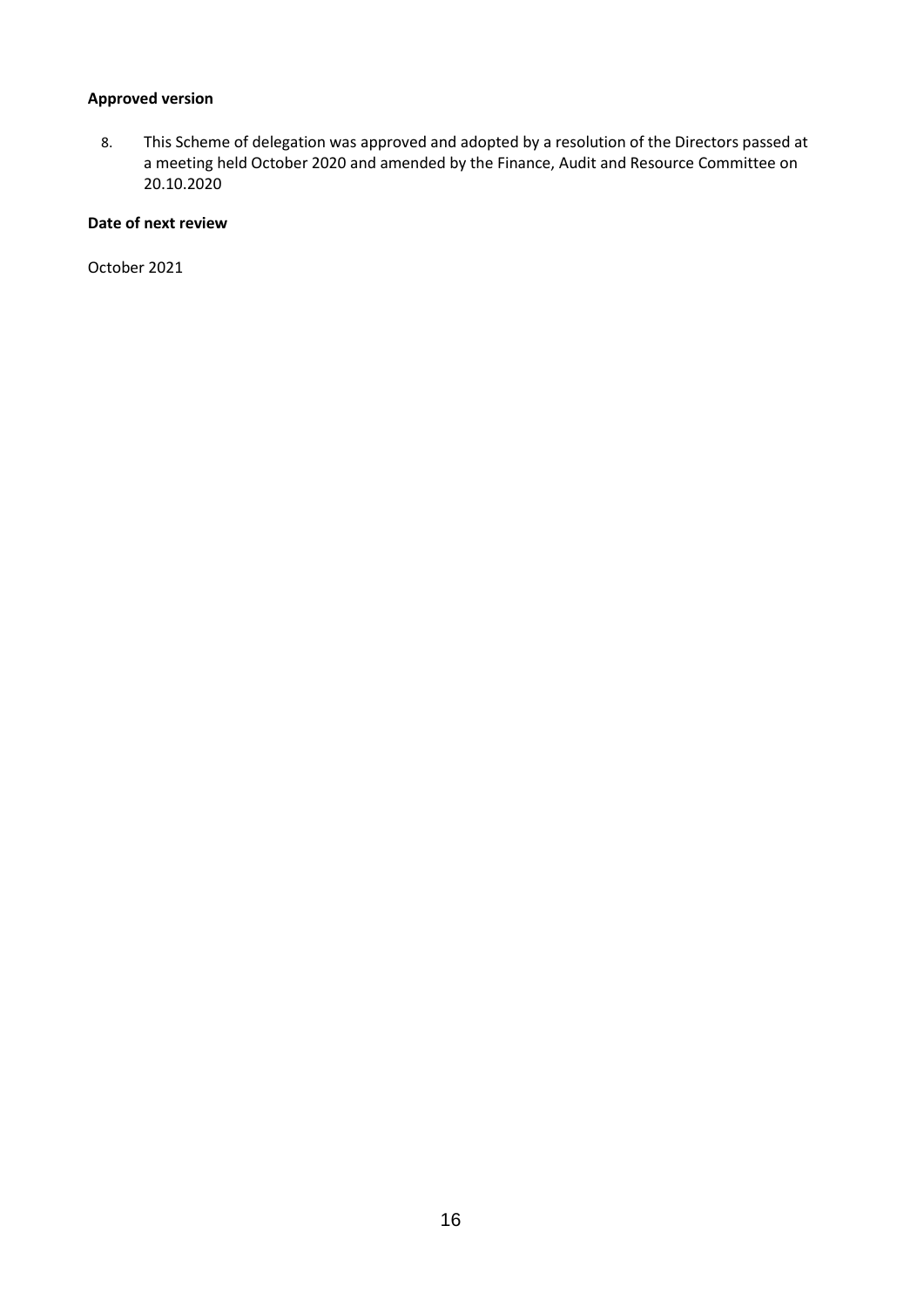**Approved version**

8. This Scheme of delegation was approved and adopted by a resolution of the Directors passed at a meeting held October 2020 and amended by the Finance, Audit and Resource Committee on 20.10.2020

**Date of next review**

October 2021